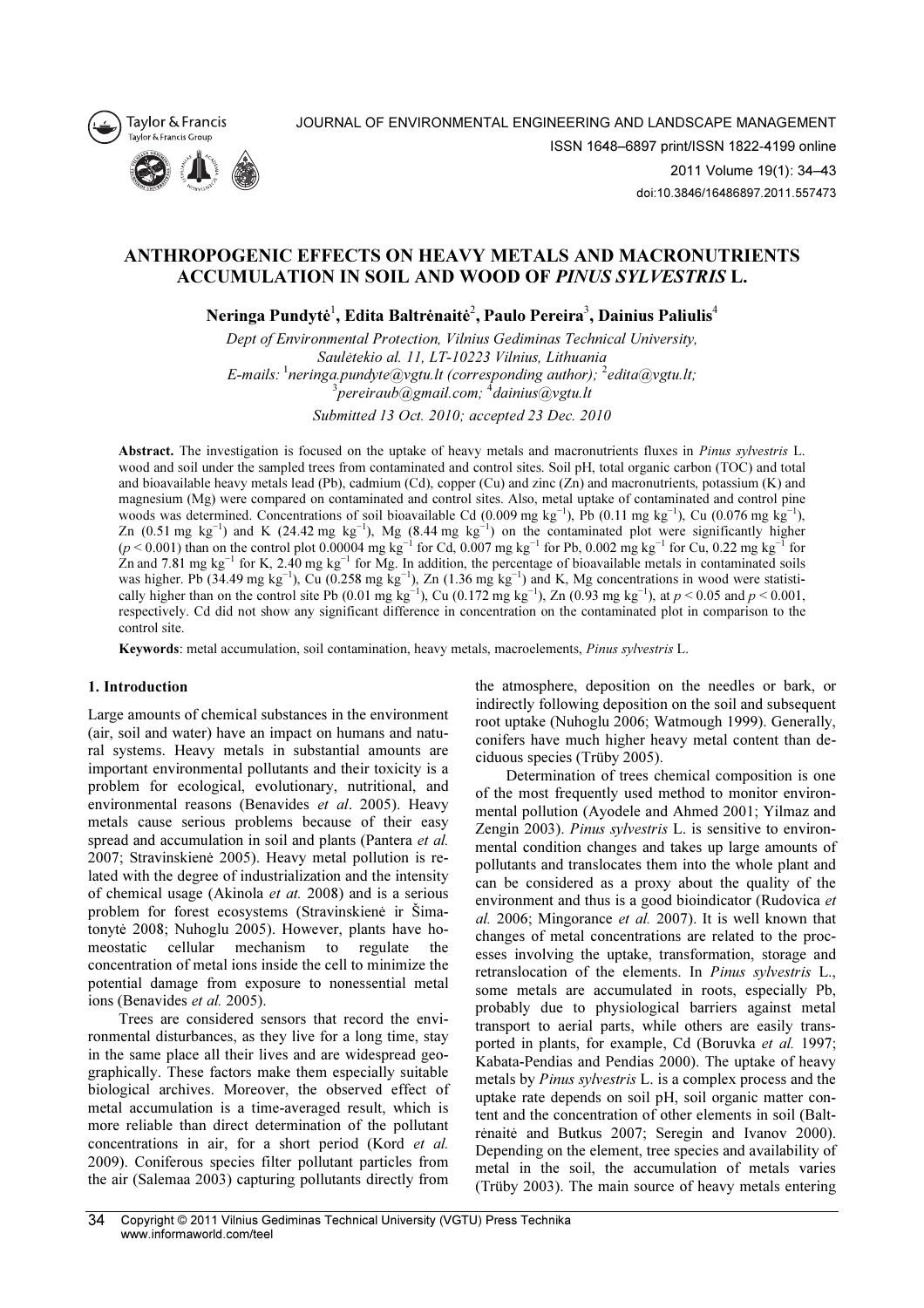# ANTHROPOGENIC EFFECTS ON HEAVY METALS AND MACRONUTRIENTS ACCUMULATION IN SOIL AND WOOD OF *PINUS SYLVESTRIS* L.

**Neringa Pundytė[1], Edita Baltrėnaitė[2], Paulo Pereira[3], Dainius Paliulis[4]**

*Dept of Environmental Protection, Vilnius Gediminas Technical University, Saulėtekio al. 11, LT-10223 Vilnius, Lithuania*
*E-mails: [1]neringa.pundyte@vgtu.lt (corresponding author); [2]edita@vgtu.lt; [3]pereiraub@gmail.com; [4]dainius@vgtu.lt*

*Submitted 13 Oct. 2010; accepted 23 Dec. 2010*

**Abstract.** The investigation is focused on the uptake of heavy metals and macronutrients fluxes in *Pinus sylvestris* L. wood and soil under the sampled trees from contaminated and control sites. Soil pH, total organic carbon (TOC) and total and bioavailable heavy metals lead (Pb), cadmium (Cd), copper (Cu) and zinc (Zn) and macronutrients, potassium (K) and magnesium (Mg) were compared on contaminated and control sites. Also, metal uptake of contaminated and control pine woods was determined. Concentrations of soil bioavailable Cd (0.009 mg $kg^{-1}$), Pb (0.11 mg $kg^{-1}$), Cu (0.076 mg $kg^{-1}$), Zn (0.51 mg $kg^{-1}$) and K (24.42 mg $kg^{-1}$), Mg (8.44 mg $kg^{-1}$) on the contaminated plot were significantly higher ($p < 0.001$) than on the control plot 0.00004 mg $kg^{-1}$ for Cd, 0.007 mg $kg^{-1}$ for Pb, 0.002 mg $kg^{-1}$ for Cu, 0.22 mg $kg^{-1}$ for Zn and 7.81 mg $kg^{-1}$ for K, 2.40 mg $kg^{-1}$ for Mg. In addition, the percentage of bioavailable metals in contaminated soils was higher. Pb (34.49 mg $kg^{-1}$), Cu (0.258 mg $kg^{-1}$), Zn (1.36 mg $kg^{-1}$) and K, Mg concentrations in wood were statistically higher than on the control site Pb (0.01 mg $kg^{-1}$), Cu (0.172 mg $kg^{-1}$), Zn (0.93 mg $kg^{-1}$), at $p < 0.05$ and $p < 0.001$, respectively. Cd did not show any significant difference in concentration on the contaminated plot in comparison to the control site.

**Keywords**: metal accumulation, soil contamination, heavy metals, macroelements, *Pinus sylvestris* L.

## 1. Introduction

Large amounts of chemical substances in the environment (air, soil and water) have an impact on humans and natural systems. Heavy metals in substantial amounts are important environmental pollutants and their toxicity is a problem for ecological, evolutionary, nutritional, and environmental reasons (Benavides *et al*. 2005). Heavy metals cause serious problems because of their easy spread and accumulation in soil and plants (Pantera *et al.* 2007; Stravinskienė 2005). Heavy metal pollution is related with the degree of industrialization and the intensity of chemical usage (Akinola *et at.* 2008) and is a serious problem for forest ecosystems (Stravinskienė ir Šimatonytė 2008; Nuhoglu 2005). However, plants have homeostatic cellular mechanism to regulate the concentration of metal ions inside the cell to minimize the potential damage from exposure to nonessential metal ions (Benavides *et al.* 2005).

Trees are considered sensors that record the environmental disturbances, as they live for a long time, stay in the same place all their lives and are widespread geographically. These factors make them especially suitable biological archives. Moreover, the observed effect of metal accumulation is a time-averaged result, which is more reliable than direct determination of the pollutant concentrations in air, for a short period (Kord *et al.* 2009). Coniferous species filter pollutant particles from the air (Salemaa 2003) capturing pollutants directly from the atmosphere, deposition on the needles or bark, or indirectly following deposition on the soil and subsequent root uptake (Nuhoglu 2006; Watmough 1999). Generally, conifers have much higher heavy metal content than deciduous species (Trüby 2005).

Determination of trees chemical composition is one of the most frequently used method to monitor environmental pollution (Ayodele and Ahmed 2001; Yilmaz and Zengin 2003). *Pinus sylvestris* L. is sensitive to environmental condition changes and takes up large amounts of pollutants and translocates them into the whole plant and can be considered as a proxy about the quality of the environment and thus is a good bioindicator (Rudovica *et al.* 2006; Mingorance *et al.* 2007). It is well known that changes of metal concentrations are related to the processes involving the uptake, transformation, storage and retranslocation of the elements. In *Pinus sylvestris* L., some metals are accumulated in roots, especially Pb, probably due to physiological barriers against metal transport to aerial parts, while others are easily transported in plants, for example, Cd (Boruvka *et al.* 1997; Kabata-Pendias and Pendias 2000). The uptake of heavy metals by *Pinus sylvestris* L. is a complex process and the uptake rate depends on soil pH, soil organic matter content and the concentration of other elements in soil (Baltrėnaitė and Butkus 2007; Seregin and Ivanov 2000). Depending on the element, tree species and availability of metal in the soil, the accumulation of metals varies (Trüby 2003). The main source of heavy metals entering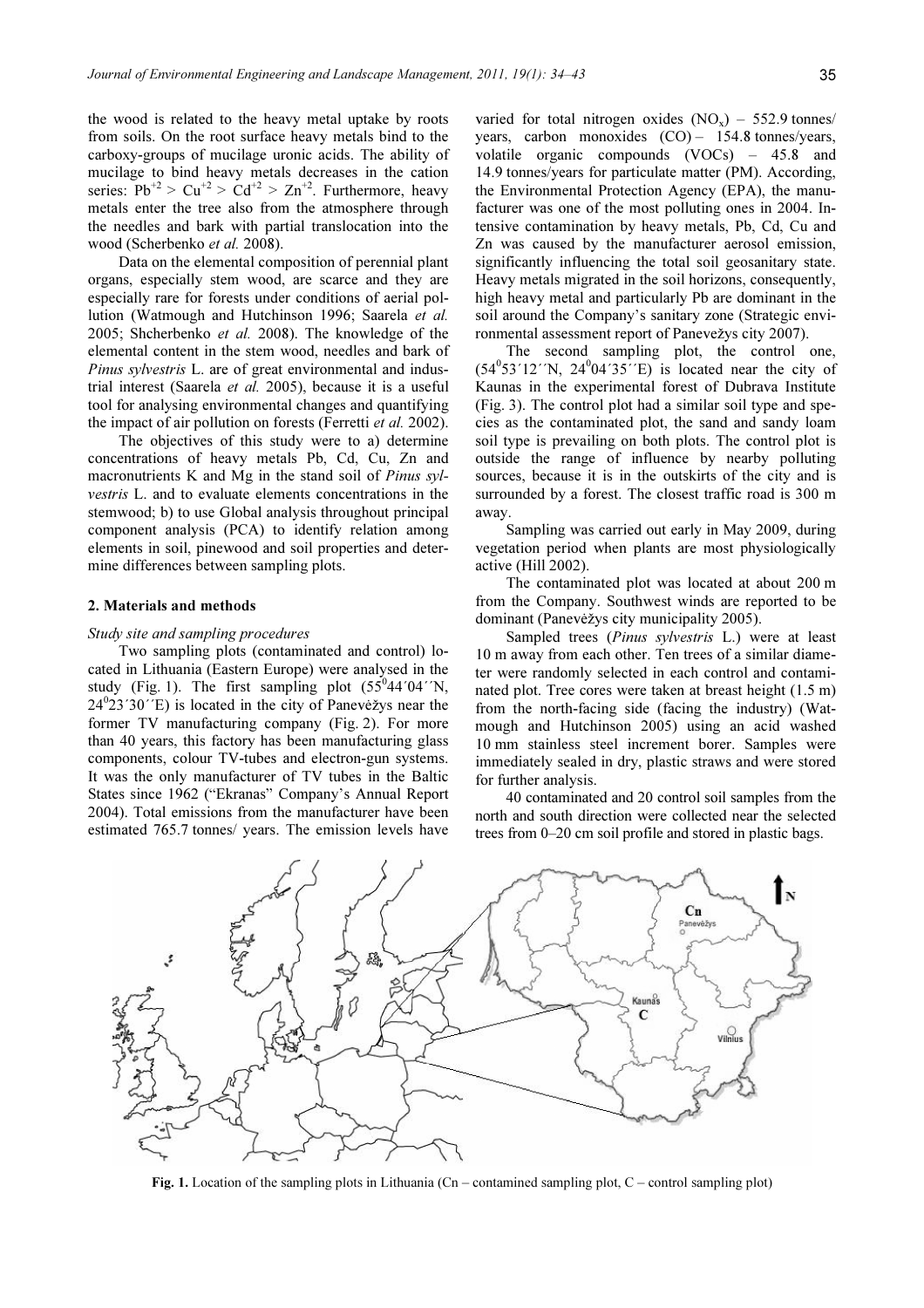the wood is related to the heavy metal uptake by roots from soils. On the root surface heavy metals bind to the carboxy-groups of mucilage uronic acids. The ability of mucilage to bind heavy metals decreases in the cation series: $Pb^{+2} > Cu^{+2} > Cd^{+2} > Zn^{+2}$. Furthermore, heavy metals enter the tree also from the atmosphere through the needles and bark with partial translocation into the wood (Scherbenko *et al.* 2008).

Data on the elemental composition of perennial plant organs, especially stem wood, are scarce and they are especially rare for forests under conditions of aerial pollution (Watmough and Hutchinson 1996; Saarela *et al.* 2005; Shcherbenko *et al.* 2008). The knowledge of the elemental content in the stem wood, needles and bark of *Pinus sylvestris* L. are of great environmental and industrial interest (Saarela *et al.* 2005), because it is a useful tool for analysing environmental changes and quantifying the impact of air pollution on forests (Ferretti *et al.* 2002).

The objectives of this study were to a) determine concentrations of heavy metals Pb, Cd, Cu, Zn and macronutrients K and Mg in the stand soil of *Pinus sylvestris* L. and to evaluate elements concentrations in the stemwood; b) to use Global analysis throughout principal component analysis (PCA) to identify relation among elements in soil, pinewood and soil properties and determine differences between sampling plots.

## 2. Materials and methods

*Study site and sampling procedures*

Two sampling plots (contaminated and control) located in Lithuania (Eastern Europe) were analysed in the study (Fig. 1). The first sampling plot (55°44´04´´N, 24°23´30´´E) is located in the city of Panevėžys near the former TV manufacturing company (Fig. 2). For more than 40 years, this factory has been manufacturing glass components, colour TV-tubes and electron-gun systems. It was the only manufacturer of TV tubes in the Baltic States since 1962 ("Ekranas" Company's Annual Report 2004). Total emissions from the manufacturer have been estimated 765.7 tonnes/ years. The emission levels have varied for total nitrogen oxides ($NO_x$) – 552.9 tonnes/ years, carbon monoxides (CO) – 154.8 tonnes/years, volatile organic compounds (VOCs) – 45.8 and 14.9 tonnes/years for particulate matter (PM). According, the Environmental Protection Agency (EPA), the manufacturer was one of the most polluting ones in 2004. Intensive contamination by heavy metals, Pb, Cd, Cu and Zn was caused by the manufacturer aerosol emission, significantly influencing the total soil geosanitary state. Heavy metals migrated in the soil horizons, consequently, high heavy metal and particularly Pb are dominant in the soil around the Company's sanitary zone (Strategic environmental assessment report of Panevežys city 2007).

The second sampling plot, the control one, (54°53´12´´N, 24°04´35´´E) is located near the city of Kaunas in the experimental forest of Dubrava Institute (Fig. 3). The control plot had a similar soil type and species as the contaminated plot, the sand and sandy loam soil type is prevailing on both plots. The control plot is outside the range of influence by nearby polluting sources, because it is in the outskirts of the city and is surrounded by a forest. The closest traffic road is 300 m away.

Sampling was carried out early in May 2009, during vegetation period when plants are most physiologically active (Hill 2002).

The contaminated plot was located at about 200 m from the Company. Southwest winds are reported to be dominant (Panevėžys city municipality 2005).

Sampled trees (*Pinus sylvestris* L.) were at least 10 m away from each other. Ten trees of a similar diameter were randomly selected in each control and contaminated plot. Tree cores were taken at breast height (1.5 m) from the north-facing side (facing the industry) (Watmough and Hutchinson 2005) using an acid washed 10 mm stainless steel increment borer. Samples were immediately sealed in dry, plastic straws and were stored for further analysis.

40 contaminated and 20 control soil samples from the north and south direction were collected near the selected trees from 0–20 cm soil profile and stored in plastic bags.

**Fig. 1.** Location of the sampling plots in Lithuania (Cn – contamined sampling plot, C – control sampling plot)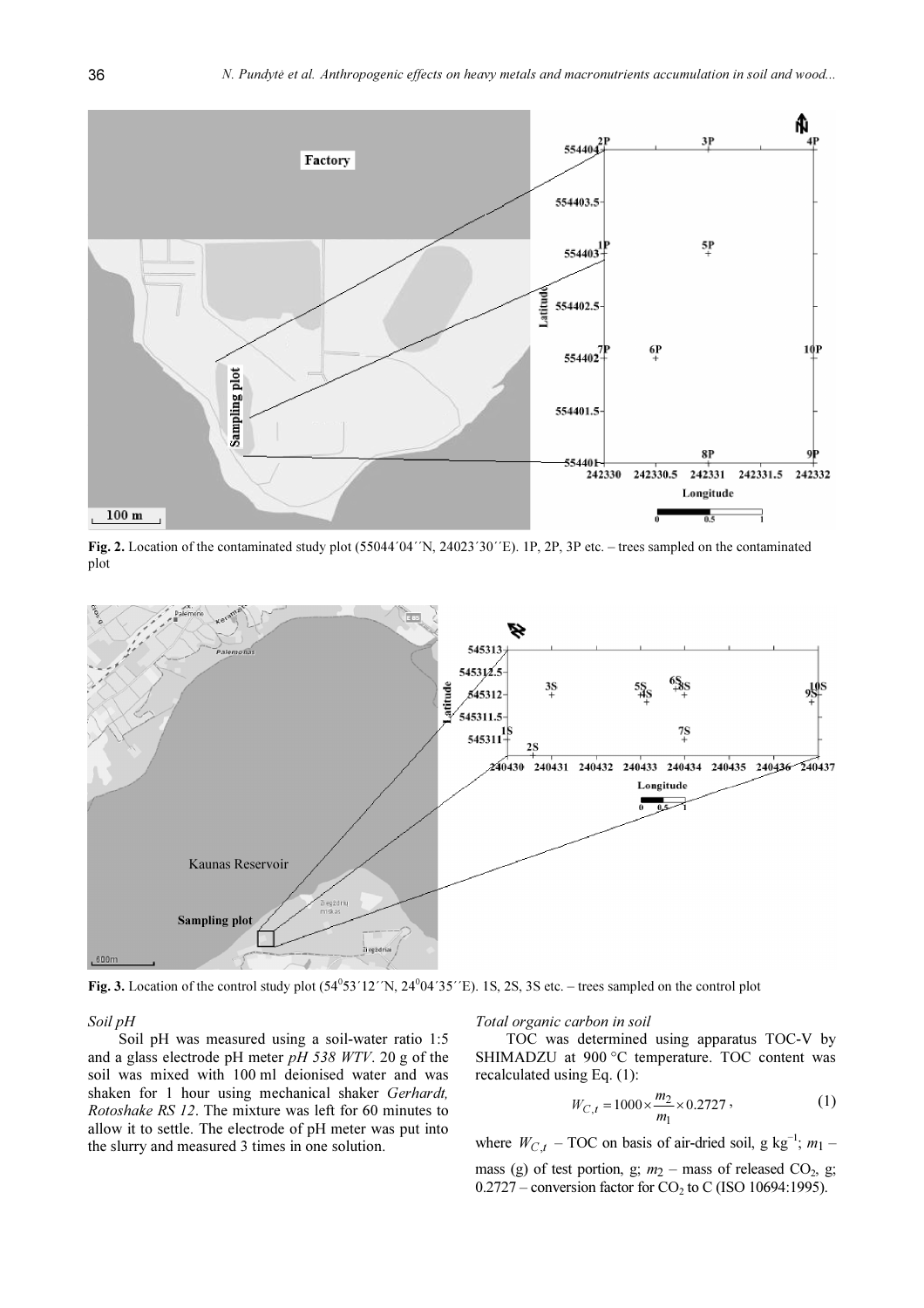**Fig. 2.** Location of the contaminated study plot (55044´04´´N, 24023´30´´E). 1P, 2P, 3P etc. – trees sampled on the contaminated plot

**Fig. 3.** Location of the control study plot ($54^0 53´12´´$N, $24^0 04´35´´$E). 1S, 2S, 3S etc. – trees sampled on the control plot

### *Soil pH*

Soil pH was measured using a soil-water ratio 1:5 and a glass electrode pH meter *pH 538 WTV*. 20 g of the soil was mixed with 100 ml deionised water and was shaken for 1 hour using mechanical shaker *Gerhardt, Rotoshake RS 12*. The mixture was left for 60 minutes to allow it to settle. The electrode of pH meter was put into the slurry and measured 3 times in one solution.

### *Total organic carbon in soil*

TOC was determined using apparatus TOC-V by SHIMADZU at 900 °C temperature. TOC content was recalculated using Eq. (1):

$$W_{C,t} = 1000 \times \frac{m_2}{m_1} \times 0.2727, \tag{1}$$

where $W_{C,t}$ – TOC on basis of air-dried soil, g kg$^{-1}$; $m_1$ – mass (g) of test portion, g; $m_2$ – mass of released $CO_2$, g; 0.2727 – conversion factor for $CO_2$ to C (ISO 10694:1995).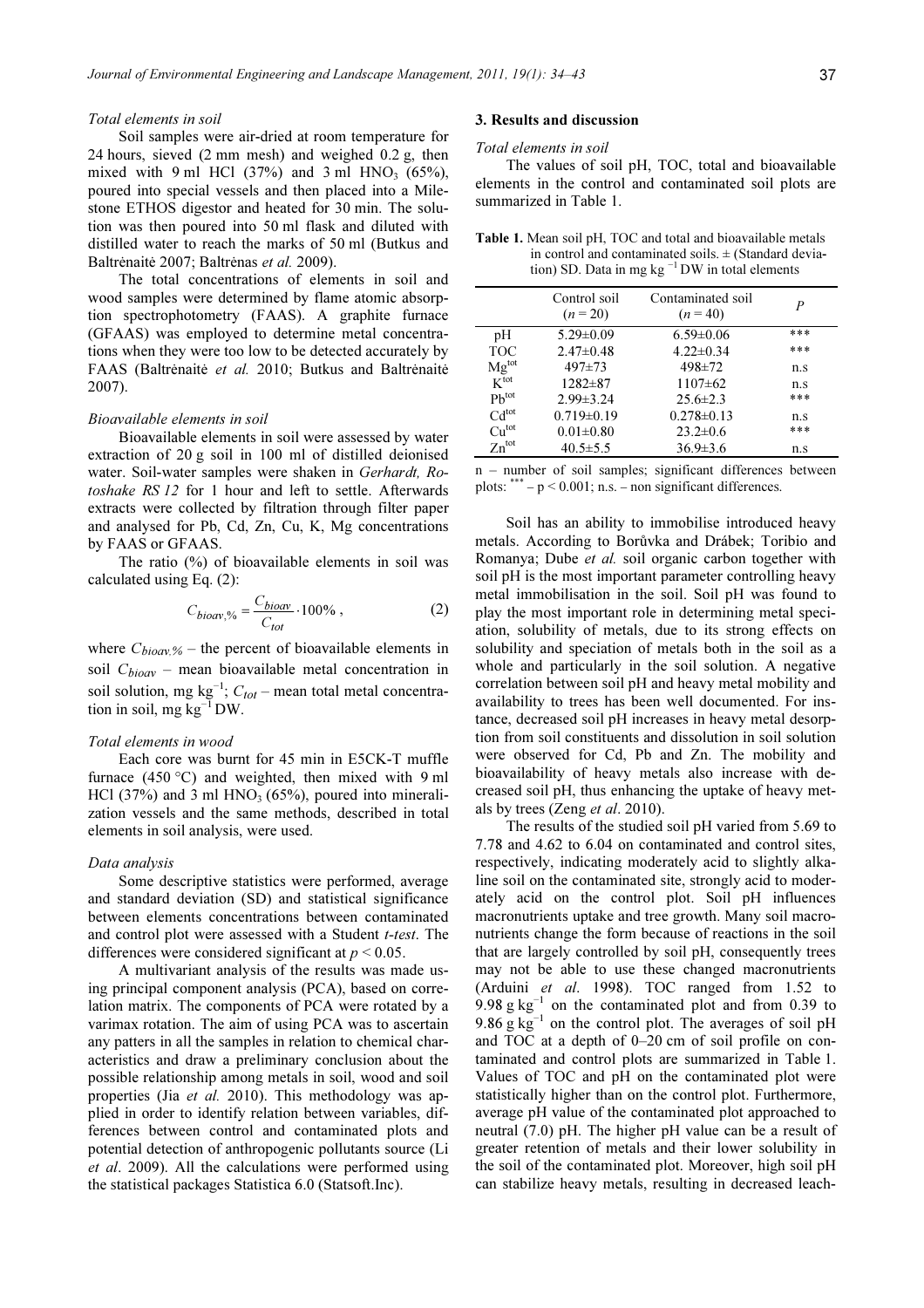### Total elements in soil

Soil samples were air-dried at room temperature for 24 hours, sieved (2 mm mesh) and weighed 0.2 g, then mixed with 9 ml HCl (37%) and 3 ml $HNO_3$ (65%), poured into special vessels and then placed into a Milestone ETHOS digestor and heated for 30 min. The solution was then poured into 50 ml flask and diluted with distilled water to reach the marks of 50 ml (Butkus and Baltrėnaitė 2007; Baltrėnas *et al.* 2009).

The total concentrations of elements in soil and wood samples were determined by flame atomic absorption spectrophotometry (FAAS). A graphite furnace (GFAAS) was employed to determine metal concentrations when they were too low to be detected accurately by FAAS (Baltrėnaitė *et al.* 2010; Butkus and Baltrėnaitė 2007).

### Bioavailable elements in soil

Bioavailable elements in soil were assessed by water extraction of 20 g soil in 100 ml of distilled deionised water. Soil-water samples were shaken in *Gerhardt, Rotoshake RS 12* for 1 hour and left to settle. Afterwards extracts were collected by filtration through filter paper and analysed for Pb, Cd, Zn, Cu, K, Mg concentrations by FAAS or GFAAS.

The ratio (%) of bioavailable elements in soil was calculated using Eq. (2):

$$C_{bioav,\%} = \frac{C_{bioav}}{C_{tot}} \cdot 100\% , \qquad (2)$$

where $C_{bioav,\%}$ – the percent of bioavailable elements in soil $C_{bioav}$ – mean bioavailable metal concentration in soil solution, mg kg$^{-1}$; $C_{tot}$ – mean total metal concentration in soil, mg kg$^{-1}$ DW.

### Total elements in wood

Each core was burnt for 45 min in E5CK-T muffle furnace (450 °C) and weighted, then mixed with 9 ml HCl (37%) and 3 ml $HNO_3$ (65%), poured into mineralization vessels and the same methods, described in total elements in soil analysis, were used.

### Data analysis

Some descriptive statistics were performed, average and standard deviation (SD) and statistical significance between elements concentrations between contaminated and control plot were assessed with a Student *t-test*. The differences were considered significant at $p < 0.05$.

A multivariant analysis of the results was made using principal component analysis (PCA), based on correlation matrix. The components of PCA were rotated by a varimax rotation. The aim of using PCA was to ascertain any patters in all the samples in relation to chemical characteristics and draw a preliminary conclusion about the possible relationship among metals in soil, wood and soil properties (Jia *et al.* 2010). This methodology was applied in order to identify relation between variables, differences between control and contaminated plots and potential detection of anthropogenic pollutants source (Li *et al*. 2009). All the calculations were performed using the statistical packages Statistica 6.0 (Statsoft.Inc).

## 3. Results and discussion

### Total elements in soil

The values of soil pH, TOC, total and bioavailable elements in the control and contaminated soil plots are summarized in Table 1.

**Table 1.** Mean soil pH, TOC and total and bioavailable metals in control and contaminated soils. ± (Standard deviation) SD. Data in mg kg $^{-1}$ DW in total elements

| | Control soil ($n$ = 20) | Contaminated soil ($n$ = 40) | *P* |
|---|---|---|---|
| pH | 5.29±0.09 | 6.59±0.06 | *** |
| TOC | 2.47±0.48 | 4.22±0.34 | *** |
| $Mg^{tot}$ | 497±73 | 498±72 | n.s |
| $K^{tot}$ | 1282±87 | 1107±62 | n.s |
| $Pb^{tot}$ | 2.99±3.24 | 25.6±2.3 | *** |
| $Cd^{tot}$ | 0.719±0.19 | 0.278±0.13 | n.s |
| $Cu^{tot}$ | 0.01±0.80 | 23.2±0.6 | *** |
| $Zn^{tot}$ | 40.5±5.5 | 36.9±3.6 | n.s |

n – number of soil samples; significant differences between plots: *** – $p < 0.001$; n.s. – non significant differences.

Soil has an ability to immobilise introduced heavy metals. According to Borůvka and Drábek; Toribio and Romanya; Dube *et al.* soil organic carbon together with soil pH is the most important parameter controlling heavy metal immobilisation in the soil. Soil pH was found to play the most important role in determining metal speciation, solubility of metals, due to its strong effects on solubility and speciation of metals both in the soil as a whole and particularly in the soil solution. A negative correlation between soil pH and heavy metal mobility and availability to trees has been well documented. For instance, decreased soil pH increases in heavy metal desorption from soil constituents and dissolution in soil solution were observed for Cd, Pb and Zn. The mobility and bioavailability of heavy metals also increase with decreased soil pH, thus enhancing the uptake of heavy metals by trees (Zeng *et al*. 2010).

The results of the studied soil pH varied from 5.69 to 7.78 and 4.62 to 6.04 on contaminated and control sites, respectively, indicating moderately acid to slightly alkaline soil on the contaminated site, strongly acid to moderately acid on the control plot. Soil pH influences macronutrients uptake and tree growth. Many soil macronutrients change the form because of reactions in the soil that are largely controlled by soil pH, consequently trees may not be able to use these changed macronutrients (Arduini *et al*. 1998). TOC ranged from 1.52 to 9.98 g kg$^{-1}$ on the contaminated plot and from 0.39 to 9.86 g kg$^{-1}$ on the control plot. The averages of soil pH and TOC at a depth of 0–20 cm of soil profile on contaminated and control plots are summarized in Table 1. Values of TOC and pH on the contaminated plot were statistically higher than on the control plot. Furthermore, average pH value of the contaminated plot approached to neutral (7.0) pH. The higher pH value can be a result of greater retention of metals and their lower solubility in the soil of the contaminated plot. Moreover, high soil pH can stabilize heavy metals, resulting in decreased leach-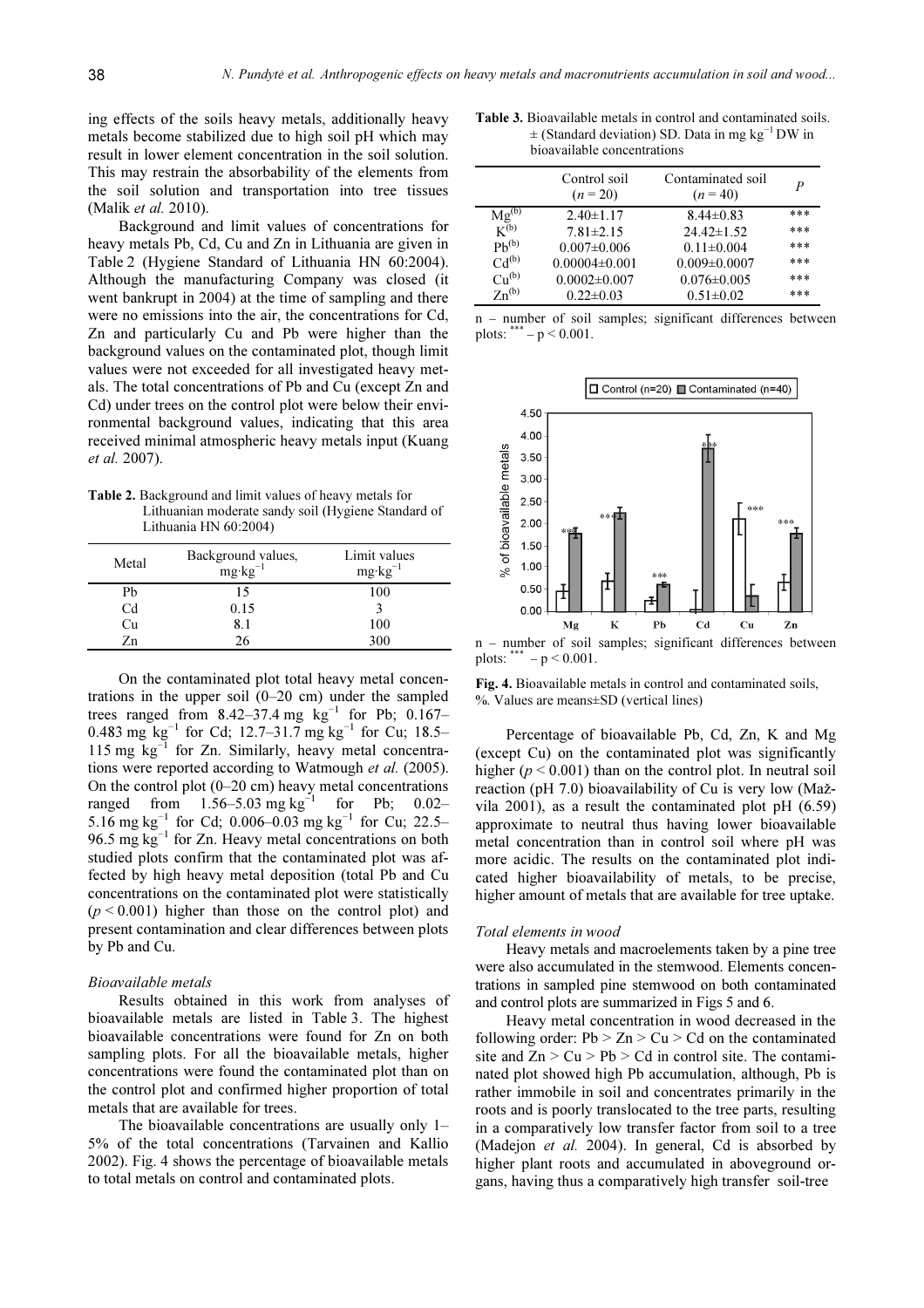ing effects of the soils heavy metals, additionally heavy metals become stabilized due to high soil pH which may result in lower element concentration in the soil solution. This may restrain the absorbability of the elements from the soil solution and transportation into tree tissues (Malik *et al.* 2010).

Background and limit values of concentrations for heavy metals Pb, Cd, Cu and Zn in Lithuania are given in Table 2 (Hygiene Standard of Lithuania HN 60:2004). Although the manufacturing Company was closed (it went bankrupt in 2004) at the time of sampling and there were no emissions into the air, the concentrations for Cd, Zn and particularly Cu and Pb were higher than the background values on the contaminated plot, though limit values were not exceeded for all investigated heavy metals. The total concentrations of Pb and Cu (except Zn and Cd) under trees on the control plot were below their environmental background values, indicating that this area received minimal atmospheric heavy metals input (Kuang *et al.* 2007).

**Table 2.** Background and limit values of heavy metals for Lithuanian moderate sandy soil (Hygiene Standard of Lithuania HN 60:2004)

| Metal | Background values, $mg \cdot kg^{-1}$ | Limit values $mg \cdot kg^{-1}$ |
|---|---|---|
| Pb | 15 | 100 |
| Cd | 0.15 | 3 |
| Cu | 8.1 | 100 |
| Zn | 26 | 300 |

On the contaminated plot total heavy metal concentrations in the upper soil (0–20 cm) under the sampled trees ranged from 8.42–37.4 mg $kg^{-1}$ for Pb; 0.167–0.483 mg $kg^{-1}$ for Cd; 12.7–31.7 mg $kg^{-1}$ for Cu; 18.5–115 mg $kg^{-1}$ for Zn. Similarly, heavy metal concentrations were reported according to Watmough *et al.* (2005). On the control plot (0–20 cm) heavy metal concentrations ranged from 1.56–5.03 mg $kg^{-1}$ for Pb; 0.02–5.16 mg $kg^{-1}$ for Cd; 0.006–0.03 mg $kg^{-1}$ for Cu; 22.5–96.5 mg $kg^{-1}$ for Zn. Heavy metal concentrations on both studied plots confirm that the contaminated plot was affected by high heavy metal deposition (total Pb and Cu concentrations on the contaminated plot were statistically ($p < 0.001$) higher than those on the control plot) and present contamination and clear differences between plots by Pb and Cu.

### *Bioavailable metals*

Results obtained in this work from analyses of bioavailable metals are listed in Table 3. The highest bioavailable concentrations were found for Zn on both sampling plots. For all the bioavailable metals, higher concentrations were found the contaminated plot than on the control plot and confirmed higher proportion of total metals that are available for trees.

The bioavailable concentrations are usually only 1–5% of the total concentrations (Tarvainen and Kallio 2002). Fig. 4 shows the percentage of bioavailable metals to total metals on control and contaminated plots.

**Table 3.** Bioavailable metals in control and contaminated soils. ± (Standard deviation) SD. Data in mg $kg^{-1}$ DW in bioavailable concentrations

| | Control soil ($n = 20$) | Contaminated soil ($n = 40$) | *P* |
|---|---|---|---|
| $Mg^{(b)}$ | 2.40±1.17 | 8.44±0.83 | *** |
| $K^{(b)}$ | 7.81±2.15 | 24.42±1.52 | *** |
| $Pb^{(b)}$ | 0.007±0.006 | 0.11±0.004 | *** |
| $Cd^{(b)}$ | 0.00004±0.001 | 0.009±0.0007 | *** |
| $Cu^{(b)}$ | 0.0002±0.007 | 0.076±0.005 | *** |
| $Zn^{(b)}$ | 0.22±0.03 | 0.51±0.02 | *** |

n – number of soil samples; significant differences between plots: *** – $p < 0.001$.

n – number of soil samples; significant differences between plots: *** – $p < 0.001$.

**Fig. 4.** Bioavailable metals in control and contaminated soils, %. Values are means±SD (vertical lines)

Percentage of bioavailable Pb, Cd, Zn, K and Mg (except Cu) on the contaminated plot was significantly higher ($p < 0.001$) than on the control plot. In neutral soil reaction (pH 7.0) bioavailability of Cu is very low (Mažvila 2001), as a result the contaminated plot pH (6.59) approximate to neutral thus having lower bioavailable metal concentration than in control soil where pH was more acidic. The results on the contaminated plot indicated higher bioavailability of metals, to be precise, higher amount of metals that are available for tree uptake.

### *Total elements in wood*

Heavy metals and macroelements taken by a pine tree were also accumulated in the stemwood. Elements concentrations in sampled pine stemwood on both contaminated and control plots are summarized in Figs 5 and 6.

Heavy metal concentration in wood decreased in the following order: Pb > Zn > Cu > Cd on the contaminated site and Zn > Cu > Pb > Cd in control site. The contaminated plot showed high Pb accumulation, although, Pb is rather immobile in soil and concentrates primarily in the roots and is poorly translocated to the tree parts, resulting in a comparatively low transfer factor from soil to a tree (Madejon *et al.* 2004). In general, Cd is absorbed by higher plant roots and accumulated in aboveground organs, having thus a comparatively high transfer soil-tree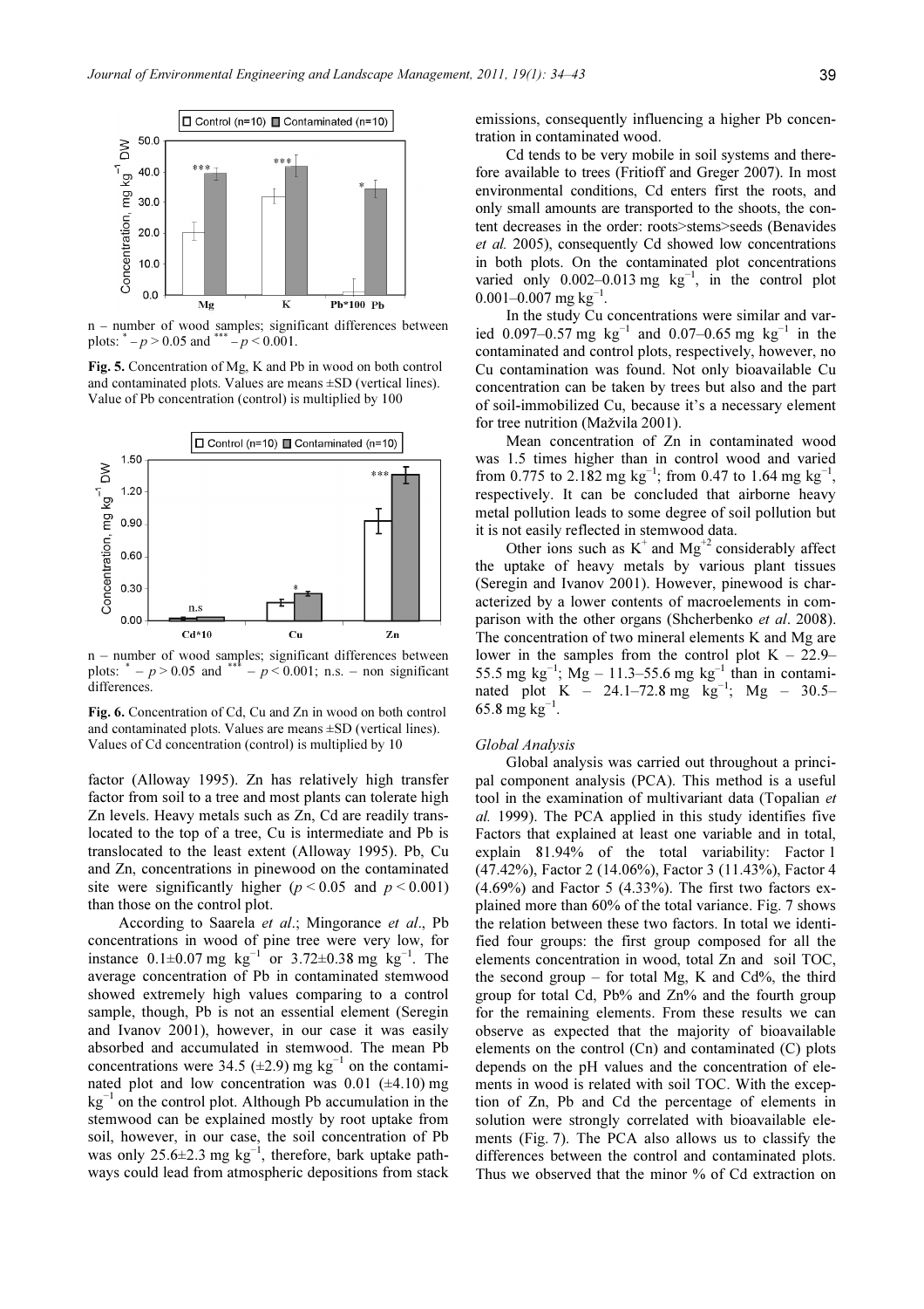n – number of wood samples; significant differences between plots: * – $p > 0.05$ and *** – $p < 0.001$.

**Fig. 5.** Concentration of Mg, K and Pb in wood on both control and contaminated plots. Values are means ±SD (vertical lines). Value of Pb concentration (control) is multiplied by 100

n – number of wood samples; significant differences between plots: * – $p > 0.05$ and *** – $p < 0.001$; n.s. – non significant differences.

**Fig. 6.** Concentration of Cd, Cu and Zn in wood on both control and contaminated plots. Values are means ±SD (vertical lines). Values of Cd concentration (control) is multiplied by 10

factor (Alloway 1995). Zn has relatively high transfer factor from soil to a tree and most plants can tolerate high Zn levels. Heavy metals such as Zn, Cd are readily translocated to the top of a tree, Cu is intermediate and Pb is translocated to the least extent (Alloway 1995). Pb, Cu and Zn, concentrations in pinewood on the contaminated site were significantly higher ($p < 0.05$ and $p < 0.001$) than those on the control plot.

According to Saarela *et al*.; Mingorance *et al*., Pb concentrations in wood of pine tree were very low, for instance 0.1±0.07 mg $kg^{-1}$ or 3.72±0.38 mg $kg^{-1}$. The average concentration of Pb in contaminated stemwood showed extremely high values comparing to a control sample, though, Pb is not an essential element (Seregin and Ivanov 2001), however, in our case it was easily absorbed and accumulated in stemwood. The mean Pb concentrations were 34.5 (±2.9) mg $kg^{-1}$ on the contaminated plot and low concentration was 0.01 (±4.10) mg $kg^{-1}$ on the control plot. Although Pb accumulation in the stemwood can be explained mostly by root uptake from soil, however, in our case, the soil concentration of Pb was only 25.6±2.3 mg $kg^{-1}$, therefore, bark uptake pathways could lead from atmospheric depositions from stack emissions, consequently influencing a higher Pb concentration in contaminated wood.

Cd tends to be very mobile in soil systems and therefore available to trees (Fritioff and Greger 2007). In most environmental conditions, Cd enters first the roots, and only small amounts are transported to the shoots, the content decreases in the order: roots>stems>seeds (Benavides *et al.* 2005), consequently Cd showed low concentrations in both plots. On the contaminated plot concentrations varied only 0.002–0.013 mg $kg^{-1}$, in the control plot 0.001–0.007 mg $kg^{-1}$.

In the study Cu concentrations were similar and varied 0.097–0.57 mg $kg^{-1}$ and 0.07–0.65 mg $kg^{-1}$ in the contaminated and control plots, respectively, however, no Cu contamination was found. Not only bioavailable Cu concentration can be taken by trees but also and the part of soil-immobilized Cu, because it's a necessary element for tree nutrition (Mažvila 2001).

Mean concentration of Zn in contaminated wood was 1.5 times higher than in control wood and varied from 0.775 to 2.182 mg $kg^{-1}$; from 0.47 to 1.64 mg $kg^{-1}$, respectively. It can be concluded that airborne heavy metal pollution leads to some degree of soil pollution but it is not easily reflected in stemwood data.

Other ions such as $K^{+}$ and $Mg^{+2}$ considerably affect the uptake of heavy metals by various plant tissues (Seregin and Ivanov 2001). However, pinewood is characterized by a lower contents of macroelements in comparison with the other organs (Shcherbenko *et al*. 2008). The concentration of two mineral elements K and Mg are lower in the samples from the control plot K – 22.9–55.5 mg $kg^{-1}$; Mg – 11.3–55.6 mg $kg^{-1}$ than in contaminated plot K – 24.1–72.8 mg $kg^{-1}$; Mg – 30.5–65.8 mg $kg^{-1}$.

### *Global Analysis*

Global analysis was carried out throughout a principal component analysis (PCA). This method is a useful tool in the examination of multivariant data (Topalian *et al.* 1999). The PCA applied in this study identifies five Factors that explained at least one variable and in total, explain 81.94% of the total variability: Factor 1 (47.42%), Factor 2 (14.06%), Factor 3 (11.43%), Factor 4 (4.69%) and Factor 5 (4.33%). The first two factors explained more than 60% of the total variance. Fig. 7 shows the relation between these two factors. In total we identified four groups: the first group composed for all the elements concentration in wood, total Zn and soil TOC, the second group – for total Mg, K and Cd%, the third group for total Cd, Pb% and Zn% and the fourth group for the remaining elements. From these results we can observe as expected that the majority of bioavailable elements on the control (Cn) and contaminated (C) plots depends on the pH values and the concentration of elements in wood is related with soil TOC. With the exception of Zn, Pb and Cd the percentage of elements in solution were strongly correlated with bioavailable elements (Fig. 7). The PCA also allows us to classify the differences between the control and contaminated plots. Thus we observed that the minor % of Cd extraction on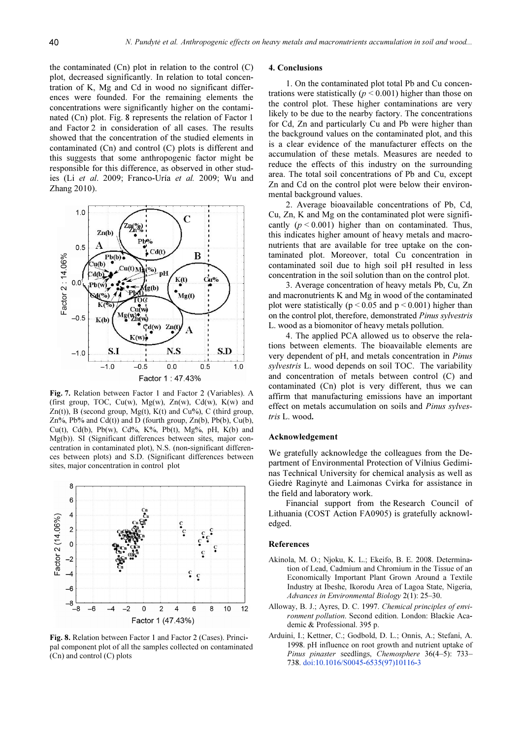the contaminated (Cn) plot in relation to the control (C) plot, decreased significantly. In relation to total concentration of K, Mg and Cd in wood no significant differences were founded. For the remaining elements the concentrations were significantly higher on the contaminated (Cn) plot. Fig. 8 represents the relation of Factor 1 and Factor 2 in consideration of all cases. The results showed that the concentration of the studied elements in contaminated (Cn) and control (C) plots is different and this suggests that some anthropogenic factor might be responsible for this difference, as observed in other studies (Li *et al*. 2009; Franco-Uría *et al.* 2009; Wu and Zhang 2010).

**Fig. 7.** Relation between Factor 1 and Factor 2 (Variables). A (first group, TOC, Cu(w), Mg(w), Zn(w), Cd(w), K(w) and Zn(t)), B (second group, Mg(t), K(t) and Cu%), C (third group, Zn%, Pb% and Cd(t)) and D (fourth group, Zn(b), Pb(b), Cu(b), Cu(t), Cd(b), Pb(w), Cd%, K%, Pb(t), Mg%, pH, K(b) and Mg(b)). SI (Significant differences between sites, major concentration in contaminated plot), N.S. (non-significant differences between plots) and S.D. (Significant differences between sites, major concentration in control plot

**Fig. 8.** Relation between Factor 1 and Factor 2 (Cases). Principal component plot of all the samples collected on contaminated (Cn) and control (C) plots

## 4. Conclusions

1. On the contaminated plot total Pb and Cu concentrations were statistically ($p < 0.001$) higher than those on the control plot. These higher contaminations are very likely to be due to the nearby factory. The concentrations for Cd, Zn and particularly Cu and Pb were higher than the background values on the contaminated plot, and this is a clear evidence of the manufacturer effects on the accumulation of these metals. Measures are needed to reduce the effects of this industry on the surrounding area. The total soil concentrations of Pb and Cu, except Zn and Cd on the control plot were below their environmental background values.

2. Average bioavailable concentrations of Pb, Cd, Cu, Zn, K and Mg on the contaminated plot were significantly ($p < 0.001$) higher than on contaminated. Thus, this indicates higher amount of heavy metals and macronutrients that are available for tree uptake on the contaminated plot. Moreover, total Cu concentration in contaminated soil due to high soil pH resulted in less concentration in the soil solution than the control plot.

3. Average concentration of heavy metals Pb, Cu, Zn and macronutrients K and Mg in wood of the contaminated plot were statistically ($p < 0.05$ and $p < 0.001$) higher than on the control plot, therefore, demonstrated *Pinus sylvestris* L. wood as a biomonitor of heavy metals pollution.

4. The applied PCA allowed us to observe the relations between elements. The bioavailable elements are very dependent of pH, and metals concentration in *Pinus sylvestris* L. wood depends on soil TOC. The variability and concentration of metals between control (C) and contaminated (Cn) plot is very different, thus we can affirm that manufacturing emissions have an important effect on metals accumulation on soils and *Pinus sylvestris* L. wood.

## Acknowledgement

We gratefully acknowledge the colleagues from the Department of Environmental Protection of Vilnius Gediminas Technical University for chemical analysis as well as Giedrė Raginytė and Laimonas Cvirka for assistance in the field and laboratory work.

Financial support from the Research Council of Lithuania (COST Action FA0905) is gratefully acknowledged.

## References

Akinola, M. O.; Njoku, K. L.; Ekeifo, B. E. 2008. Determination of Lead, Cadmium and Chromium in the Tissue of an Economically Important Plant Grown Around a Textile Industry at Ibeshe, Ikorodu Area of Lagoa State, Nigeria, *Advances in Environmental Biology* 2(1): 25–30.

Alloway, B. J.; Ayres, D. C. 1997. *Chemical principles of environment pollution*. Second edition. London: Blackie Academic & Professional. 395 p.

Arduini, I.; Kettner, C.; Godbold, D. L.; Onnis, A.; Stefani, A. 1998. pH influence on root growth and nutrient uptake of *Pinus pinaster* seedlings, *Chemosphere* 36(4–5): 733–738. doi:10.1016/S0045-6535(97)10116-3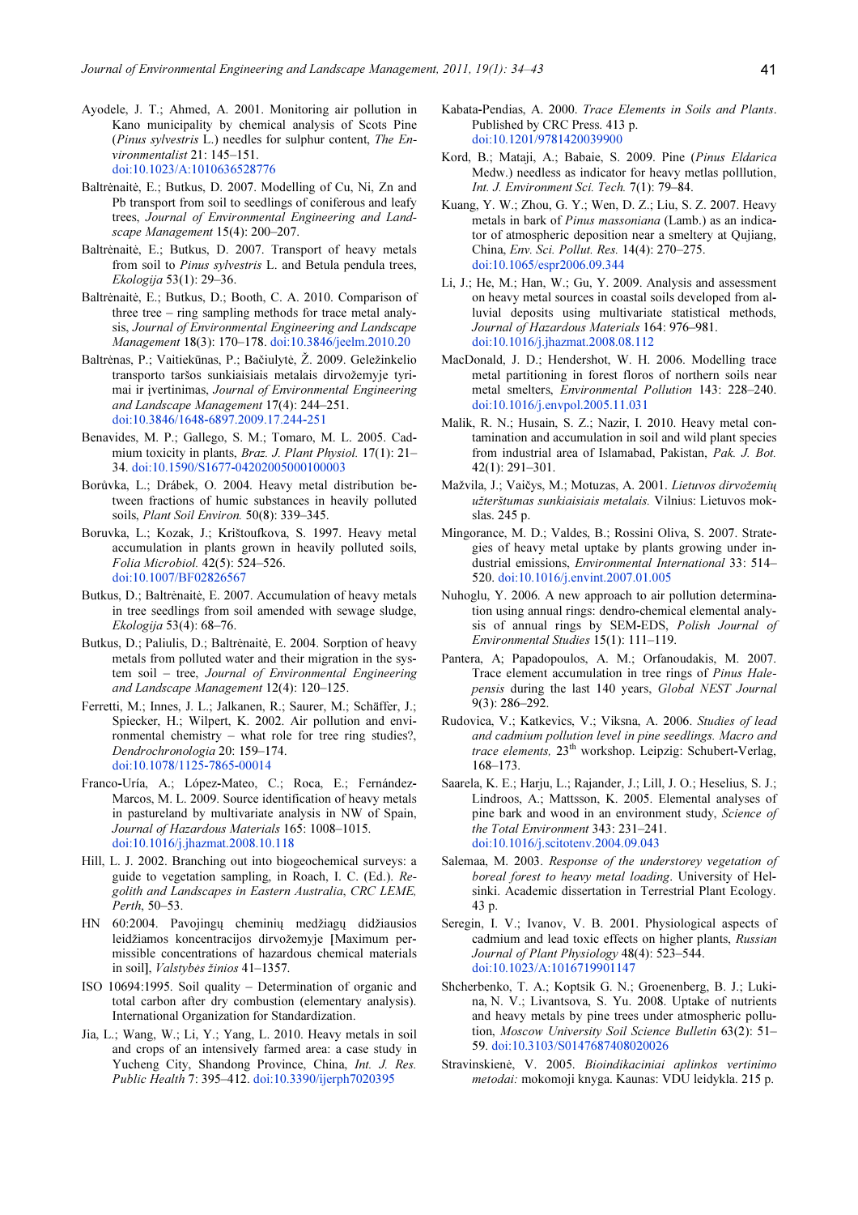Ayodele, J. T.; Ahmed, A. 2001. Monitoring air pollution in Kano municipality by chemical analysis of Scots Pine (*Pinus sylvestris* L.) needles for sulphur content, *The Environmentalist* 21: 145–151. doi:10.1023/A:1010636528776

Baltrėnaitė, E.; Butkus, D. 2007. Modelling of Cu, Ni, Zn and Pb transport from soil to seedlings of coniferous and leafy trees, *Journal of Environmental Engineering and Landscape Management* 15(4): 200–207.

Baltrėnaitė, E.; Butkus, D. 2007. Transport of heavy metals from soil to *Pinus sylvestris* L. and Betula pendula trees, *Ekologija* 53(1): 29–36.

Baltrėnaitė, E.; Butkus, D.; Booth, C. A. 2010. Comparison of three tree – ring sampling methods for trace metal analysis, *Journal of Environmental Engineering and Landscape Management* 18(3): 170–178. doi:10.3846/jeelm.2010.20

Baltrėnas, P.; Vaitiekūnas, P.; Bačiulytė, Ž. 2009. Geležinkelio transporto taršos sunkiaisiais metalais dirvožemyje tyrimai ir įvertinimas, *Journal of Environmental Engineering and Landscape Management* 17(4): 244–251. doi:10.3846/1648-6897.2009.17.244-251

Benavides, M. P.; Gallego, S. M.; Tomaro, M. L. 2005. Cadmium toxicity in plants, *Braz. J. Plant Physiol.* 17(1): 21–34. doi:10.1590/S1677-04202005000100003

Borůvka, L.; Drábek, O. 2004. Heavy metal distribution between fractions of humic substances in heavily polluted soils, *Plant Soil Environ.* 50(8): 339–345.

Boruvka, L.; Kozak, J.; Krištoufkova, S. 1997. Heavy metal accumulation in plants grown in heavily polluted soils, *Folia Microbiol.* 42(5): 524–526. doi:10.1007/BF02826567

Butkus, D.; Baltrėnaitė, E. 2007. Accumulation of heavy metals in tree seedlings from soil amended with sewage sludge, *Ekologija* 53(4): 68–76.

Butkus, D.; Paliulis, D.; Baltrėnaitė, E. 2004. Sorption of heavy metals from polluted water and their migration in the system soil – tree, *Journal of Environmental Engineering and Landscape Management* 12(4): 120–125.

Ferretti, M.; Innes, J. L.; Jalkanen, R.; Saurer, M.; Schäffer, J.; Spiecker, H.; Wilpert, K. 2002. Air pollution and environmental chemistry – what role for tree ring studies?, *Dendrochronologia* 20: 159–174. doi:10.1078/1125-7865-00014

Franco-Uría, A.; López-Mateo, C.; Roca, E.; Fernández-Marcos, M. L. 2009. Source identification of heavy metals in pastureland by multivariate analysis in NW of Spain, *Journal of Hazardous Materials* 165: 1008–1015. doi:10.1016/j.jhazmat.2008.10.118

Hill, L. J. 2002. Branching out into biogeochemical surveys: a guide to vegetation sampling, in Roach, I. C. (Ed.). *Regolith and Landscapes in Eastern Australia*, *CRC LEME, Perth*, 50–53.

HN 60:2004. Pavojingų cheminių medžiagų didžiausios leidžiamos koncentracijos dirvožemyje [Maximum permissible concentrations of hazardous chemical materials in soil], *Valstybės žinios* 41-1357.

ISO 10694:1995. Soil quality – Determination of organic and total carbon after dry combustion (elementary analysis). International Organization for Standardization.

Jia, L.; Wang, W.; Li, Y.; Yang, L. 2010. Heavy metals in soil and crops of an intensively farmed area: a case study in Yucheng City, Shandong Province, China, *Int. J. Res. Public Health* 7: 395–412. doi:10.3390/ijerph7020395

Kabata-Pendias, A. 2000. *Trace Elements in Soils and Plants*. Published by CRC Press. 413 p. doi:10.1201/9781420039900

Kord, B.; Mataji, A.; Babaie, S. 2009. Pine (*Pinus Eldarica* Medw.) needless as indicator for heavy metlas polllution, *Int. J. Environment Sci. Tech.* 7(1): 79–84.

Kuang, Y. W.; Zhou, G. Y.; Wen, D. Z.; Liu, S. Z. 2007. Heavy metals in bark of *Pinus massoniana* (Lamb.) as an indicator of atmospheric deposition near a smeltery at Qujiang, China, *Env. Sci. Pollut. Res.* 14(4): 270–275. doi:10.1065/espr2006.09.344

Li, J.; He, M.; Han, W.; Gu, Y. 2009. Analysis and assessment on heavy metal sources in coastal soils developed from alluvial deposits using multivariate statistical methods, *Journal of Hazardous Materials* 164: 976–981. doi:10.1016/j.jhazmat.2008.08.112

MacDonald, J. D.; Hendershot, W. H. 2006. Modelling trace metal partitioning in forest floros of northern soils near metal smelters, *Environmental Pollution* 143: 228–240. doi:10.1016/j.envpol.2005.11.031

Malik, R. N.; Husain, S. Z.; Nazir, I. 2010. Heavy metal contamination and accumulation in soil and wild plant species from industrial area of Islamabad, Pakistan, *Pak. J. Bot.* 42(1): 291–301.

Mažvila, J.; Vaičys, M.; Motuzas, A. 2001. *Lietuvos dirvožemių užterštumas sunkiaisiais metalais.* Vilnius: Lietuvos mokslas. 245 p.

Mingorance, M. D.; Valdes, B.; Rossini Oliva, S. 2007. Strategies of heavy metal uptake by plants growing under industrial emissions, *Environmental International* 33: 514–520. doi:10.1016/j.envint.2007.01.005

Nuhoglu, Y. 2006. A new approach to air pollution determination using annual rings: dendro-chemical elemental analysis of annual rings by SEM-EDS, *Polish Journal of Environmental Studies* 15(1): 111–119.

Pantera, A; Papadopoulos, A. M.; Orfanoudakis, M. 2007. Trace element accumulation in tree rings of *Pinus Halepensis* during the last 140 years, *Global NEST Journal* 9(3): 286–292.

Rudovica, V.; Katkevics, V.; Viksna, A. 2006. *Studies of lead and cadmium pollution level in pine seedlings. Macro and trace elements,* 23[th] workshop. Leipzig: Schubert-Verlag, 168–173.

Saarela, K. E.; Harju, L.; Rajander, J.; Lill, J. O.; Heselius, S. J.; Lindroos, A.; Mattsson, K. 2005. Elemental analyses of pine bark and wood in an environment study, *Science of the Total Environment* 343: 231–241. doi:10.1016/j.scitotenv.2004.09.043

Salemaa, M. 2003. *Response of the understorey vegetation of boreal forest to heavy metal loading*. University of Helsinki. Academic dissertation in Terrestrial Plant Ecology. 43 p.

Seregin, I. V.; Ivanov, V. B. 2001. Physiological aspects of cadmium and lead toxic effects on higher plants, *Russian Journal of Plant Physiology* 48(4): 523–544. doi:10.1023/A:1016719901147

Shcherbenko, T. A.; Koptsik G. N.; Groenenberg, B. J.; Lukina, N. V.; Livantsova, S. Yu. 2008. Uptake of nutrients and heavy metals by pine trees under atmospheric pollution, *Moscow University Soil Science Bulletin* 63(2): 51–59. doi:10.3103/S0147687408020026

Stravinskienė, V. 2005. *Bioindikaciniai aplinkos vertinimo metodai:* mokomoji knyga. Kaunas: VDU leidykla. 215 p.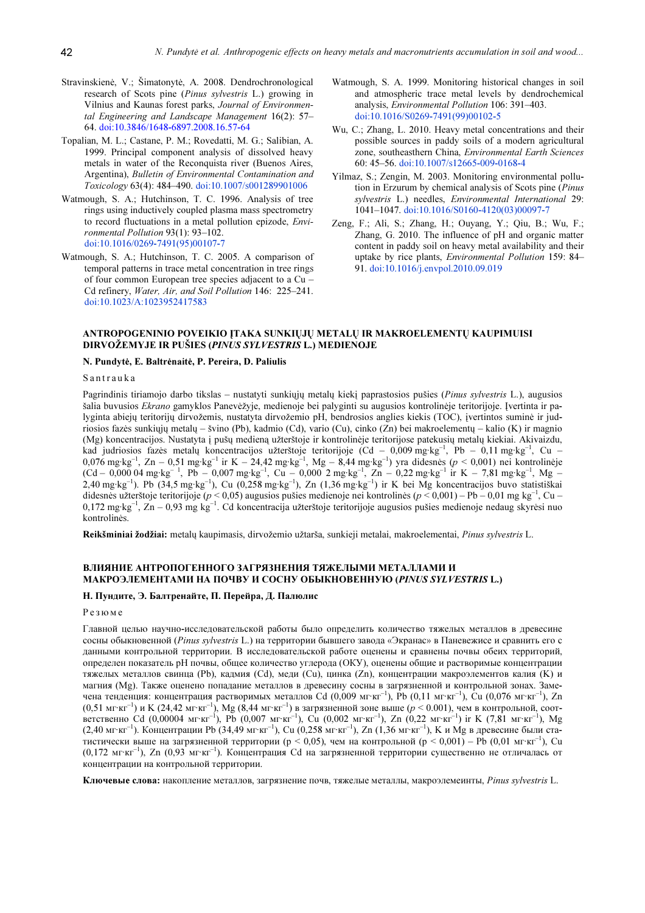Stravinskienė, V.; Šimatonytė, A. 2008. Dendrochronological research of Scots pine (*Pinus sylvestris* L.) growing in Vilnius and Kaunas forest parks, *Journal of Environmental Engineering and Landscape Management* 16(2): 57–64. doi:10.3846/1648-6897.2008.16.57-64

Topalian, M. L.; Castane, P. M.; Rovedatti, M. G.; Salibian, A. 1999. Principal component analysis of dissolved heavy metals in water of the Reconquista river (Buenos Aires, Argentina), *Bulletin of Environmental Contamination and Toxicology* 63(4): 484–490. doi:10.1007/s001289901006

Watmough, S. A.; Hutchinson, T. C. 1996. Analysis of tree rings using inductively coupled plasma mass spectrometry to record fluctuations in a metal pollution epizode, *Environmental Pollution* 93(1): 93–102. doi:10.1016/0269-7491(95)00107-7

Watmough, S. A.; Hutchinson, T. C. 2005. A comparison of temporal patterns in trace metal concentration in tree rings of four common European tree species adjacent to a Cu – Cd refinery, *Water, Air, and Soil Pollution* 146: 225–241. doi:10.1023/A:1023952417583

Watmough, S. A. 1999. Monitoring historical changes in soil and atmospheric trace metal levels by dendrochemical analysis, *Environmental Pollution* 106: 391–403. doi:10.1016/S0269-7491(99)00102-5

Wu, C.; Zhang, L. 2010. Heavy metal concentrations and their possible sources in paddy soils of a modern agricultural zone, southeasthern China, *Environmental Earth Sciences* 60: 45–56. doi:10.1007/s12665-009-0168-4

Yilmaz, S.; Zengin, M. 2003. Monitoring environmental pollution in Erzurum by chemical analysis of Scots pine (*Pinus sylvestris* L.) needles, *Environmental International* 29: 1041–1047. doi:10.1016/S0160-4120(03)00097-7

Zeng, F.; Ali, S.; Zhang, H.; Ouyang, Y.; Qiu, B.; Wu, F.; Zhang, G. 2010. The influence of pH and organic matter content in paddy soil on heavy metal availability and their uptake by rice plants, *Environmental Pollution* 159: 84–91. doi:10.1016/j.envpol.2010.09.019

## ANTROPOGENINIO POVEIKIO ĮTAKA SUNKIŲJŲ METALŲ IR MAKROELEMENTŲ KAUPIMUISI DIRVOŽEMYJE IR PUŠIES (*PINUS SYLVESTRIS* L.) MEDIENOJE

**N. Pundytė, E. Baltrėnaitė, P. Pereira, D. Paliulis**

Santrauka

Pagrindinis tiriamojo darbo tikslas – nustatyti sunkiųjų metalų kiekį paprastosios pušies (*Pinus sylvestris* L.), augusios šalia buvusios *Ekrano* gamyklos Panevėžyje, medienoje bei palyginti su augusios kontrolinėje teritorijoje. Įvertinta ir palyginta abiejų teritorijų dirvožemis, nustatyta dirvožemio pH, bendrosios anglies kiekis (TOC), įvertintos suminė ir judriosios fazės sunkiųjų metalų – švino (Pb), kadmio (Cd), vario (Cu), cinko (Zn) bei makroelementų – kalio (K) ir magnio (Mg) koncentracijos. Nustatyta į pušų medieną užterštoje ir kontrolinėje teritorijose patekusių metalų kiekiai. Akivaizdu, kad judriosios fazės metalų koncentracijos užterštoje teritorijoje (Cd – 0,009 mg·kg$^{-1}$, Pb – 0,11 mg·kg$^{-1}$, Cu – 0,076 mg·kg$^{-1}$, Zn – 0,51 mg·kg$^{-1}$ ir K – 24,42 mg·kg$^{-1}$, Mg – 8,44 mg·kg$^{-1}$) yra didesnės ($p$ < 0,001) nei kontrolinėje (Cd – 0,000 04 mg·kg$^{-1}$, Pb – 0,007 mg·kg$^{-1}$, Cu – 0,000 2 mg·kg$^{-1}$, Zn – 0,22 mg·kg$^{-1}$ ir K – 7,81 mg·kg$^{-1}$, Mg – 2,40 mg·kg$^{-1}$). Pb (34,5 mg·kg$^{-1}$), Cu (0,258 mg·kg$^{-1}$), Zn (1,36 mg·kg$^{-1}$) ir K bei Mg koncentracijos buvo statistiškai didesnės užterštoje teritorijoje ($p$ < 0,05) augusios pušies medienoje nei kontrolinės ($p$ < 0,001) – Pb – 0,01 mg kg$^{-1}$, Cu – 0,172 mg·kg$^{-1}$, Zn – 0,93 mg kg$^{-1}$. Cd koncentracija užterštoje teritorijoje augusios pušies medienoje nedaug skyrėsi nuo kontrolinės.

**Reikšminiai žodžiai:** metalų kaupimasis, dirvožemio užtarša, sunkieji metalai, makroelementai, *Pinus sylvestris* L.

## ВЛИЯНИЕ АНТРОПОГЕННОГО ЗАГРЯЗНЕНИЯ ТЯЖЕЛЫМИ МЕТАЛЛАМИ И МАКРОЭЛЕМЕНТАМИ НА ПОЧВУ И СОСНУ ОБЫКНОВЕННУЮ (*PINUS SYLVESTRIS* L.)

**Н. Пундите, Э. Балтренайте, П. Перейра, Д. Палюлис**

Резюме

Главной целью научно-исследовательской работы было определить количество тяжелых металлов в древесине сосны обыкновенной (*Pinus sylvestris* L.) на территории бывшего завода «Экранас» в Паневежисе и сравнить его с данными контрольной территории. В исследовательской работе оценены и сравнены почвы обеих территорий, определен показатель pH почвы, общее количество углерода (ОКУ), оценены общие и растворимые концентрации тяжелых металлов свинца (Pb), кадмия (Cd), меди (Cu), цинка (Zn), концентрации макроэлементов калия (K) и магния (Mg). Также оценено попадание металлов в древесину сосны в загрязненной и контрольной зонах. Замечена тенденция: концентрация растворимых металлов Cd (0,009 мг·кг$^{-1}$), Pb (0,11 мг·кг$^{-1}$), Cu (0,076 мг·кг$^{-1}$), Zn (0,51 мг·кг$^{-1}$) и K (24,42 мг·кг$^{-1}$), Mg (8,44 мг·кг$^{-1}$) в загрязненной зоне выше ($p$ < 0.001), чем в контрольной, соответственно Cd (0,00004 мг·кг$^{-1}$), Pb (0,007 мг·кг$^{-1}$), Cu (0,002 мг·кг$^{-1}$), Zn (0,22 мг·кг$^{-1}$) ir K (7,81 мг·кг$^{-1}$), Mg (2,40 мг·кг$^{-1}$). Концентрации Pb (34,49 мг·кг$^{-1}$), Cu (0,258 мг·кг$^{-1}$), Zn (1,36 мг·кг$^{-1}$), K и Mg в древесине были статистически выше на загрязненной территории (p < 0,05), чем на контрольной (p < 0,001) – Pb (0,01 мг·кг$^{-1}$), Cu (0,172 мг·кг$^{-1}$), Zn (0,93 мг·кг$^{-1}$). Концентрация Cd на загрязненной территории существенно не отличалась от концентрации на контрольной территории.

**Ключевые слова:** накопление металлов, загрязнение почв, тяжелые металлы, макроэлемеинты, *Pinus sylvestris* L.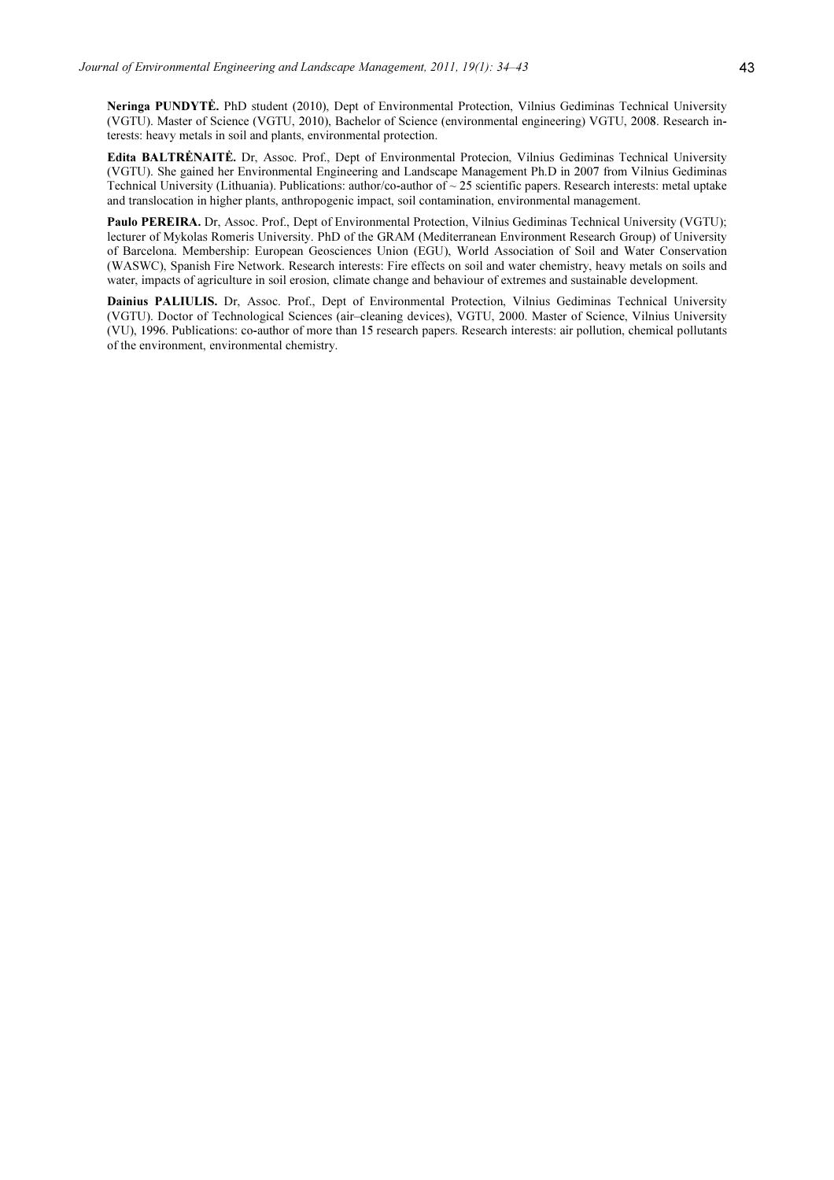**Neringa PUNDYTĖ.** PhD student (2010), Dept of Environmental Protection, Vilnius Gediminas Technical University (VGTU). Master of Science (VGTU, 2010), Bachelor of Science (environmental engineering) VGTU, 2008. Research interests: heavy metals in soil and plants, environmental protection.

**Edita BALTRĖNAITĖ.** Dr, Assoc. Prof., Dept of Environmental Protecion, Vilnius Gediminas Technical University (VGTU). She gained her Environmental Engineering and Landscape Management Ph.D in 2007 from Vilnius Gediminas Technical University (Lithuania). Publications: author/co-author of ~ 25 scientific papers. Research interests: metal uptake and translocation in higher plants, anthropogenic impact, soil contamination, environmental management.

**Paulo PEREIRA.** Dr, Assoc. Prof., Dept of Environmental Protection, Vilnius Gediminas Technical University (VGTU); lecturer of Mykolas Romeris University. PhD of the GRAM (Mediterranean Environment Research Group) of University of Barcelona. Membership: European Geosciences Union (EGU), World Association of Soil and Water Conservation (WASWC), Spanish Fire Network. Research interests: Fire effects on soil and water chemistry, heavy metals on soils and water, impacts of agriculture in soil erosion, climate change and behaviour of extremes and sustainable development.

**Dainius PALIULIS.** Dr, Assoc. Prof., Dept of Environmental Protection, Vilnius Gediminas Technical University (VGTU). Doctor of Technological Sciences (air–cleaning devices), VGTU, 2000. Master of Science, Vilnius University (VU), 1996. Publications: co-author of more than 15 research papers. Research interests: air pollution, chemical pollutants of the environment, environmental chemistry.